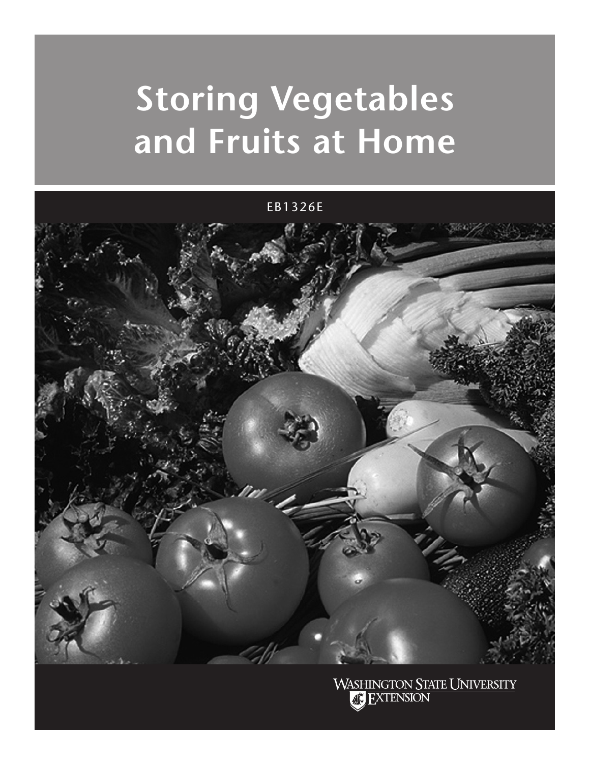# Storing Vegetables and Fruits at Home

EB1326E

WASHINGTON STATE UNIVERSITY EXTENSION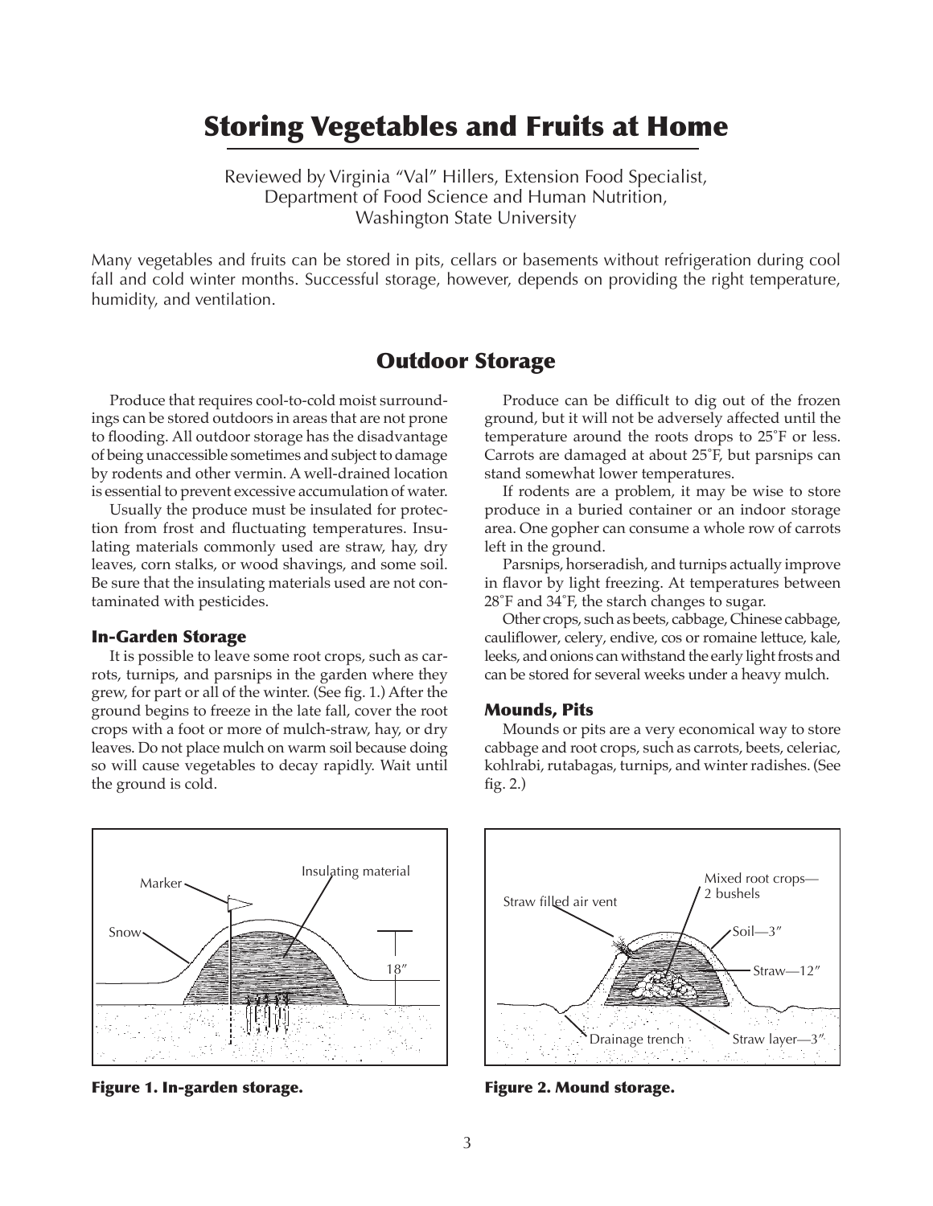# Storing Vegetables and Fruits at Home

Reviewed by Virginia "Val" Hillers, Extension Food Specialist,
Department of Food Science and Human Nutrition,
Washington State University

Many vegetables and fruits can be stored in pits, cellars or basements without refrigeration during cool fall and cold winter months. Successful storage, however, depends on providing the right temperature, humidity, and ventilation.

## Outdoor Storage

Produce that requires cool-to-cold moist surroundings can be stored outdoors in areas that are not prone to flooding. All outdoor storage has the disadvantage of being unaccessible sometimes and subject to damage by rodents and other vermin. A well-drained location is essential to prevent excessive accumulation of water.

Usually the produce must be insulated for protection from frost and fluctuating temperatures. Insulating materials commonly used are straw, hay, dry leaves, corn stalks, or wood shavings, and some soil. Be sure that the insulating materials used are not contaminated with pesticides.

### In-Garden Storage

It is possible to leave some root crops, such as carrots, turnips, and parsnips in the garden where they grew, for part or all of the winter. (See fig. 1.) After the ground begins to freeze in the late fall, cover the root crops with a foot or more of mulch-straw, hay, or dry leaves. Do not place mulch on warm soil because doing so will cause vegetables to decay rapidly. Wait until the ground is cold.

Produce can be difficult to dig out of the frozen ground, but it will not be adversely affected until the temperature around the roots drops to 25˚F or less. Carrots are damaged at about 25˚F, but parsnips can stand somewhat lower temperatures.

If rodents are a problem, it may be wise to store produce in a buried container or an indoor storage area. One gopher can consume a whole row of carrots left in the ground.

Parsnips, horseradish, and turnips actually improve in flavor by light freezing. At temperatures between 28˚F and 34˚F, the starch changes to sugar.

Other crops, such as beets, cabbage, Chinese cabbage, cauliflower, celery, endive, cos or romaine lettuce, kale, leeks, and onions can withstand the early light frosts and can be stored for several weeks under a heavy mulch.

### Mounds, Pits

Mounds or pits are a very economical way to store cabbage and root crops, such as carrots, beets, celeriac, kohlrabi, rutabagas, turnips, and winter radishes. (See fig. 2.)

**Figure 1. In-garden storage.**

**Figure 2. Mound storage.**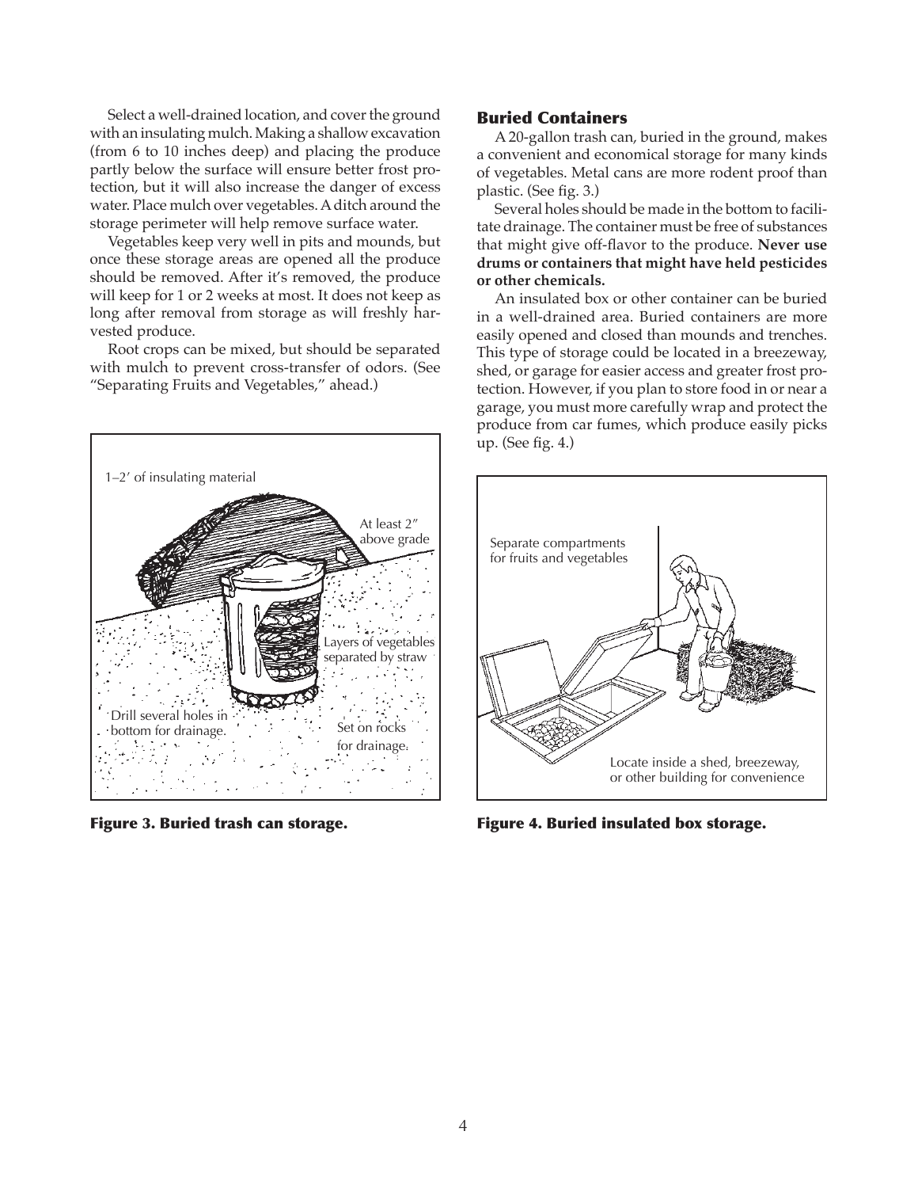Select a well-drained location, and cover the ground with an insulating mulch. Making a shallow excavation (from 6 to 10 inches deep) and placing the produce partly below the surface will ensure better frost protection, but it will also increase the danger of excess water. Place mulch over vegetables. A ditch around the storage perimeter will help remove surface water.

Vegetables keep very well in pits and mounds, but once these storage areas are opened all the produce should be removed. After it's removed, the produce will keep for 1 or 2 weeks at most. It does not keep as long after removal from storage as will freshly harvested produce.

Root crops can be mixed, but should be separated with mulch to prevent cross-transfer of odors. (See "Separating Fruits and Vegetables," ahead.)

1–2′ of insulating material

At least 2″ above grade

Layers of vegetables separated by straw

Drill several holes in bottom for drainage.

Set on rocks for drainage.

**Figure 3. Buried trash can storage.**

## Buried Containers

A 20-gallon trash can, buried in the ground, makes a convenient and economical storage for many kinds of vegetables. Metal cans are more rodent proof than plastic. (See fig. 3.)

Several holes should be made in the bottom to facilitate drainage. The container must be free of substances that might give off-flavor to the produce. **Never use drums or containers that might have held pesticides or other chemicals.**

An insulated box or other container can be buried in a well-drained area. Buried containers are more easily opened and closed than mounds and trenches. This type of storage could be located in a breezeway, shed, or garage for easier access and greater frost protection. However, if you plan to store food in or near a garage, you must more carefully wrap and protect the produce from car fumes, which produce easily picks up. (See fig. 4.)

Separate compartments for fruits and vegetables

Locate inside a shed, breezeway, or other building for convenience

**Figure 4. Buried insulated box storage.**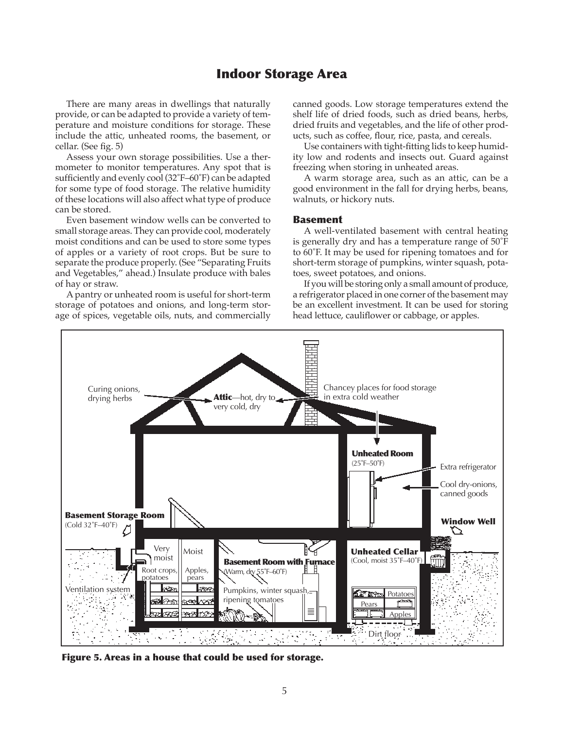# Indoor Storage Area

There are many areas in dwellings that naturally provide, or can be adapted to provide a variety of temperature and moisture conditions for storage. These include the attic, unheated rooms, the basement, or cellar. (See fig. 5)

Assess your own storage possibilities. Use a thermometer to monitor temperatures. Any spot that is sufficiently and evenly cool (32˚F–60˚F) can be adapted for some type of food storage. The relative humidity of these locations will also affect what type of produce can be stored.

Even basement window wells can be converted to small storage areas. They can provide cool, moderately moist conditions and can be used to store some types of apples or a variety of root crops. But be sure to separate the produce properly. (See "Separating Fruits and Vegetables," ahead.) Insulate produce with bales of hay or straw.

A pantry or unheated room is useful for short-term storage of potatoes and onions, and long-term storage of spices, vegetable oils, nuts, and commercially canned goods. Low storage temperatures extend the shelf life of dried foods, such as dried beans, herbs, dried fruits and vegetables, and the life of other products, such as coffee, flour, rice, pasta, and cereals.

Use containers with tight-fitting lids to keep humidity low and rodents and insects out. Guard against freezing when storing in unheated areas.

A warm storage area, such as an attic, can be a good environment in the fall for drying herbs, beans, walnuts, or hickory nuts.

### Basement

A well-ventilated basement with central heating is generally dry and has a temperature range of 50˚F to 60˚F. It may be used for ripening tomatoes and for short-term storage of pumpkins, winter squash, potatoes, sweet potatoes, and onions.

If you will be storing only a small amount of produce, a refrigerator placed in one corner of the basement may be an excellent investment. It can be used for storing head lettuce, cauliflower or cabbage, or apples.

**Figure 5. Areas in a house that could be used for storage.**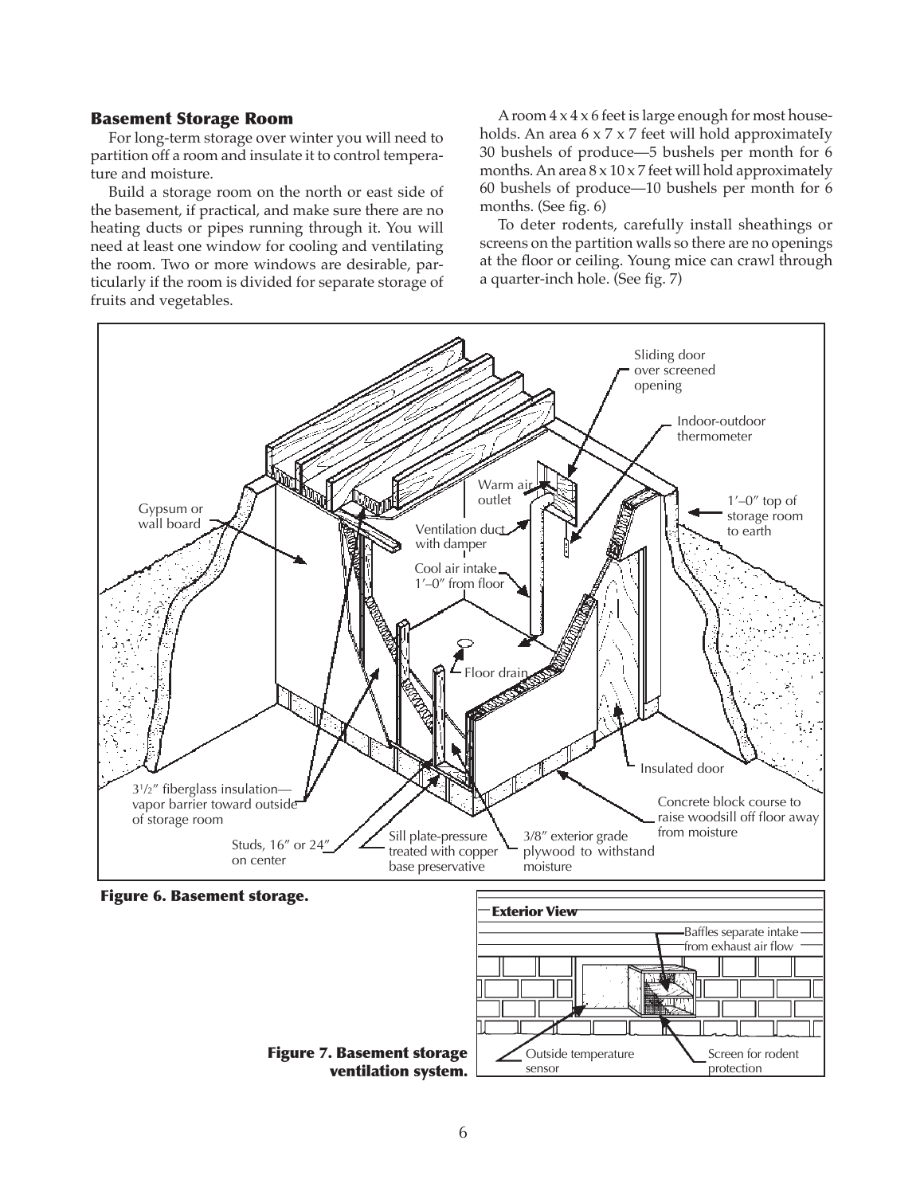## Basement Storage Room

For long-term storage over winter you will need to partition off a room and insulate it to control temperature and moisture.

Build a storage room on the north or east side of the basement, if practical, and make sure there are no heating ducts or pipes running through it. You will need at least one window for cooling and ventilating the room. Two or more windows are desirable, particularly if the room is divided for separate storage of fruits and vegetables.

A room 4 x 4 x 6 feet is large enough for most households. An area 6 x 7 x 7 feet will hold approximateIy 30 bushels of produce—5 bushels per month for 6 months. An area 8 x 10 x 7 feet will hold approximately 60 bushels of produce—10 bushels per month for 6 months. (See fig. 6)

To deter rodents, carefully install sheathings or screens on the partition walls so there are no openings at the floor or ceiling. Young mice can crawl through a quarter-inch hole. (See fig. 7)

**Figure 6. Basement storage.**

**Figure 7. Basement storage ventilation system.**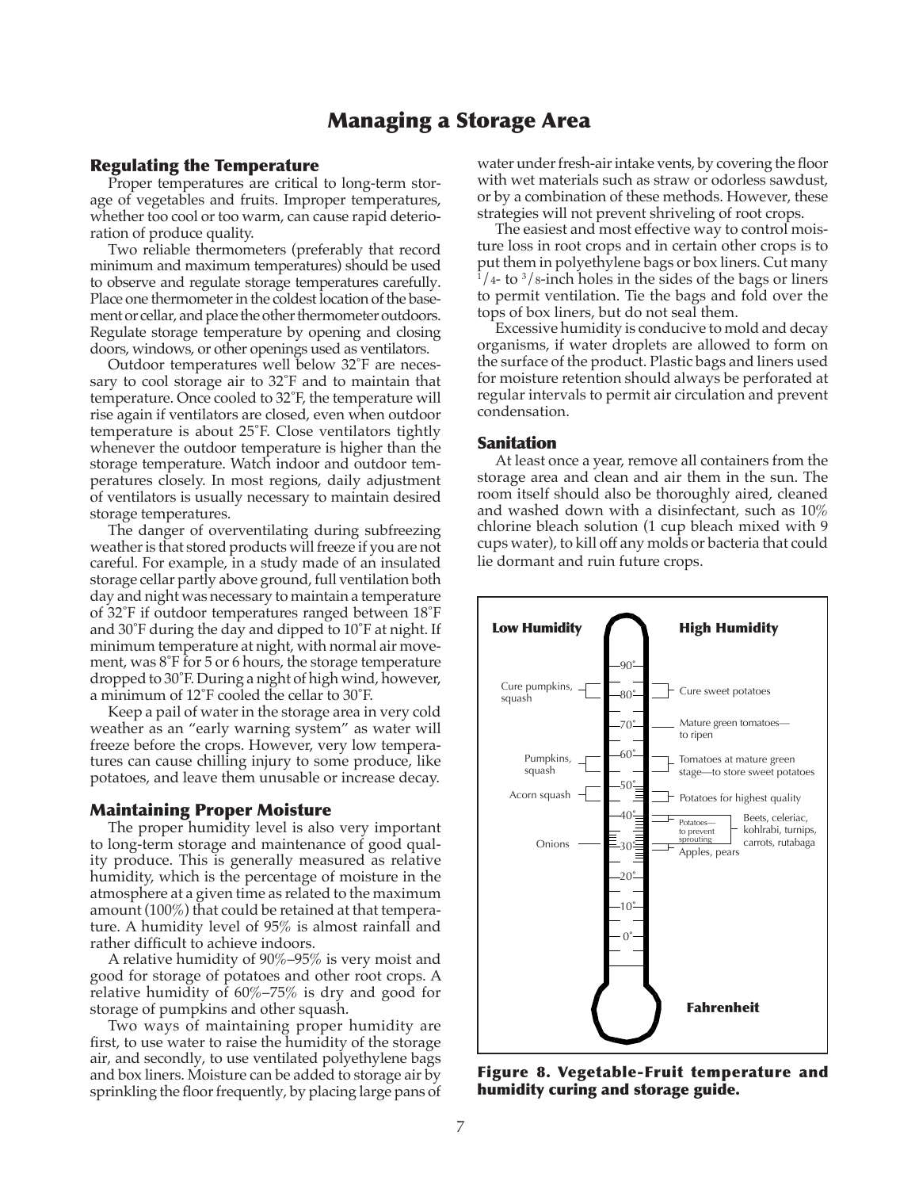# Managing a Storage Area

## Regulating the Temperature

Proper temperatures are critical to long-term storage of vegetables and fruits. Improper temperatures, whether too cool or too warm, can cause rapid deterioration of produce quality.

Two reliable thermometers (preferably that record minimum and maximum temperatures) should be used to observe and regulate storage temperatures carefully. Place one thermometer in the coldest location of the basement or cellar, and place the other thermometer outdoors. Regulate storage temperature by opening and closing doors, windows, or other openings used as ventilators.

Outdoor temperatures well below 32˚F are necessary to cool storage air to 32˚F and to maintain that temperature. Once cooled to 32˚F, the temperature will rise again if ventilators are closed, even when outdoor temperature is about 25˚F. Close ventilators tightly whenever the outdoor temperature is higher than the storage temperature. Watch indoor and outdoor temperatures closely. In most regions, daily adjustment of ventilators is usually necessary to maintain desired storage temperatures.

The danger of overventilating during subfreezing weather is that stored products will freeze if you are not careful. For example, in a study made of an insulated storage cellar partly above ground, full ventilation both day and night was necessary to maintain a temperature of 32˚F if outdoor temperatures ranged between 18˚F and 30˚F during the day and dipped to 10˚F at night. If minimum temperature at night, with normal air movement, was 8˚F for 5 or 6 hours, the storage temperature dropped to 30˚F. During a night of high wind, however, a minimum of 12˚F cooled the cellar to 30˚F.

Keep a pail of water in the storage area in very cold weather as an "early warning system" as water will freeze before the crops. However, very low temperatures can cause chilling injury to some produce, like potatoes, and leave them unusable or increase decay.

## Maintaining Proper Moisture

The proper humidity level is also very important to long-term storage and maintenance of good quality produce. This is generally measured as relative humidity, which is the percentage of moisture in the atmosphere at a given time as related to the maximum amount (100%) that could be retained at that temperature. A humidity level of 95% is almost rainfall and rather difficult to achieve indoors.

A relative humidity of 90%–95% is very moist and good for storage of potatoes and other root crops. A relative humidity of 60%–75% is dry and good for storage of pumpkins and other squash.

Two ways of maintaining proper humidity are first, to use water to raise the humidity of the storage air, and secondly, to use ventilated polyethylene bags and box liners. Moisture can be added to storage air by sprinkling the floor frequently, by placing large pans of water under fresh-air intake vents, by covering the floor with wet materials such as straw or odorless sawdust, or by a combination of these methods. However, these strategies will not prevent shriveling of root crops.

The easiest and most effective way to control moisture loss in root crops and in certain other crops is to put them in polyethylene bags or box liners. Cut many 1/4- to 3/8-inch holes in the sides of the bags or liners to permit ventilation. Tie the bags and fold over the tops of box liners, but do not seal them.

Excessive humidity is conducive to mold and decay organisms, if water droplets are allowed to form on the surface of the product. Plastic bags and liners used for moisture retention should always be perforated at regular intervals to permit air circulation and prevent condensation.

## Sanitation

At least once a year, remove all containers from the storage area and clean and air them in the sun. The room itself should also be thoroughly aired, cleaned and washed down with a disinfectant, such as 10% chlorine bleach solution (1 cup bleach mixed with 9 cups water), to kill off any molds or bacteria that could lie dormant and ruin future crops.

| Low Humidity | Temperature (Fahrenheit) | High Humidity |
|---|---|---|
| Cure pumpkins, squash | 80˚–85˚ | Cure sweet potatoes |
| | 70˚ | Mature green tomatoes—to ripen |
| Pumpkins, squash | 55˚–60˚ | Tomatoes at mature green stage—to store sweet potatoes |
| Acorn squash | 50˚ | Potatoes for highest quality |
| Onions | 32˚–40˚ | Potatoes—to prevent sprouting (40˚) |
| | 32˚ | Apples, pears; Beets, celeriac, kohlrabi, turnips, carrots, rutabaga |

**Figure 8. Vegetable-Fruit temperature and humidity curing and storage guide.**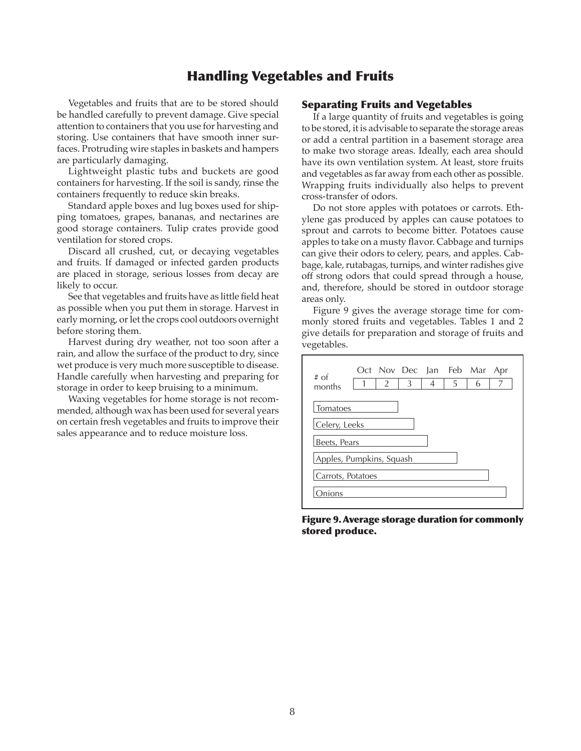# Handling Vegetables and Fruits

Vegetables and fruits that are to be stored should be handled carefully to prevent damage. Give special attention to containers that you use for harvesting and storing. Use containers that have smooth inner surfaces. Protruding wire staples in baskets and hampers are particularly damaging.

Lightweight plastic tubs and buckets are good containers for harvesting. If the soil is sandy, rinse the containers frequently to reduce skin breaks.

Standard apple boxes and lug boxes used for shipping tomatoes, grapes, bananas, and nectarines are good storage containers. Tulip crates provide good ventilation for stored crops.

Discard all crushed, cut, or decaying vegetables and fruits. If damaged or infected garden products are placed in storage, serious losses from decay are likely to occur.

See that vegetables and fruits have as little field heat as possible when you put them in storage. Harvest in early morning, or let the crops cool outdoors overnight before storing them.

Harvest during dry weather, not too soon after a rain, and allow the surface of the product to dry, since wet produce is very much more susceptible to disease. Handle carefully when harvesting and preparing for storage in order to keep bruising to a minimum.

Waxing vegetables for home storage is not recommended, although wax has been used for several years on certain fresh vegetables and fruits to improve their sales appearance and to reduce moisture loss.

## Separating Fruits and Vegetables

If a large quantity of fruits and vegetables is going to be stored, it is advisable to separate the storage areas or add a central partition in a basement storage area to make two storage areas. Ideally, each area should have its own ventilation system. At least, store fruits and vegetables as far away from each other as possible. Wrapping fruits individually also helps to prevent cross-transfer of odors.

Do not store apples with potatoes or carrots. Ethylene gas produced by apples can cause potatoes to sprout and carrots to become bitter. Potatoes cause apples to take on a musty flavor. Cabbage and turnips can give their odors to celery, pears, and apples. Cabbage, kale, rutabagas, turnips, and winter radishes give off strong odors that could spread through a house, and, therefore, should be stored in outdoor storage areas only.

Figure 9 gives the average storage time for commonly stored fruits and vegetables. Tables 1 and 2 give details for preparation and storage of fruits and vegetables.

| | Oct | Nov | Dec | Jan | Feb | Mar | Apr |
|---|---|---|---|---|---|---|---|
| # of months | 1 | 2 | 3 | 4 | 5 | 6 | 7 |

- Tomatoes
- Celery, Leeks
- Beets, Pears
- Apples, Pumpkins, Squash
- Carrots, Potatoes
- Onions

**Figure 9. Average storage duration for commonly stored produce.**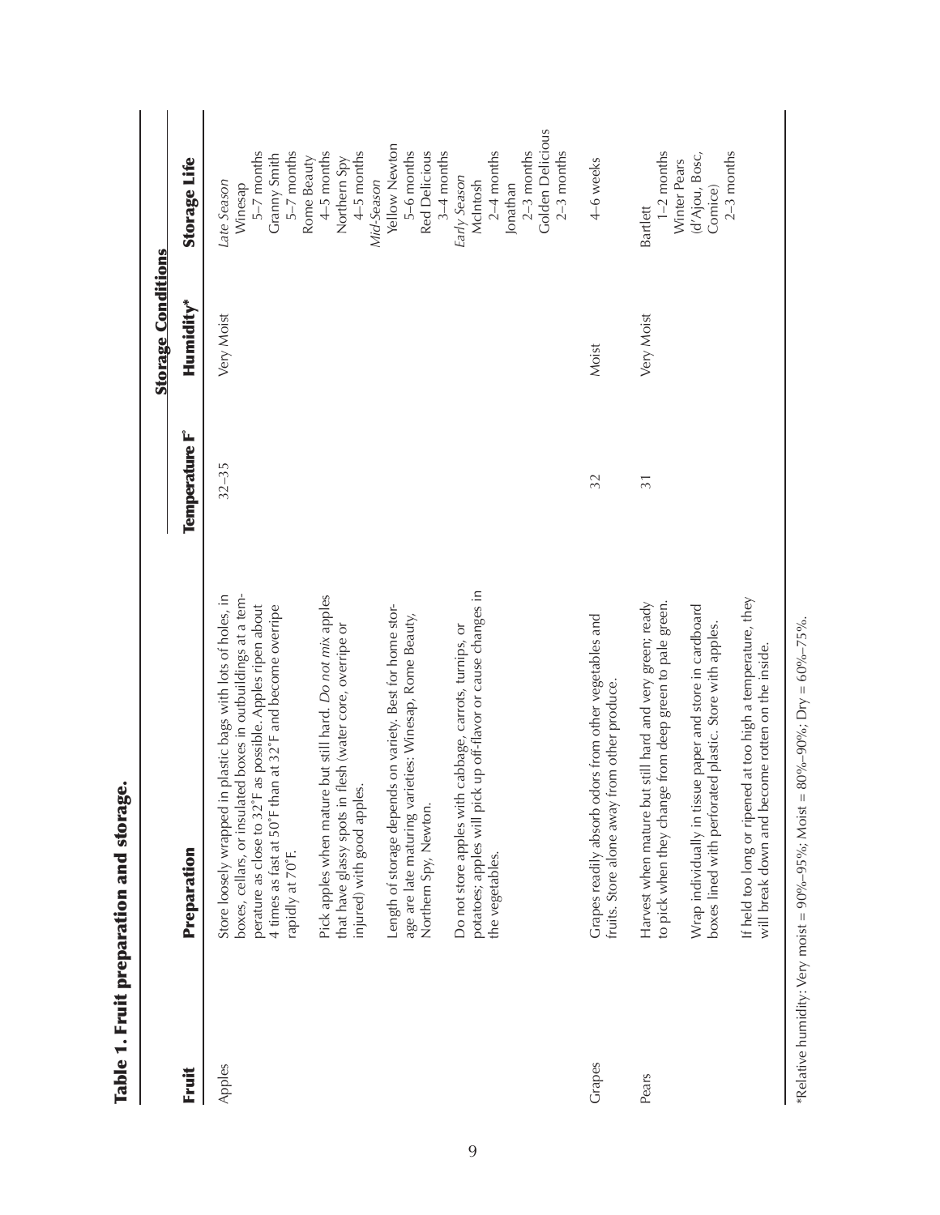**Table 1. Fruit preparation and storage.**

| Fruit | Preparation | Storage Conditions | | Storage Life |
|---|---|---|---|---|
| | | Temperature F° | Humidity* | |
| Apples | Store loosely wrapped in plastic bags with lots of holes, in boxes, cellars, or insulated boxes in outbuildings at a temperature as close to 32°F as possible. Apples ripen about 4 times as fast at 50°F than at 32°F and become overripe rapidly at 70°F.<br><br>Pick apples when mature but still hard. *Do not mix* apples that have glassy spots in flesh (water core, overripe or injured) with good apples.<br><br>Length of storage depends on variety. Best for home storage are late maturing varieties: Winesap, Rome Beauty, Northern Spy, Newton.<br><br>Do not store apples with cabbage, carrots, turnips, or potatoes; apples will pick up off-flavor or cause changes in the vegetables. | 32–35 | Very Moist | *Late Season*<br>Winesap<br>5–7 months<br>Granny Smith<br>5–7 months<br>Rome Beauty<br>4–5 months<br>Northern Spy<br>4–5 months<br>*Mid-Season*<br>Yellow Newton<br>5–6 months<br>Red Delicious<br>3–4 months<br>*Early Season*<br>McIntosh<br>2–4 months<br>Jonathan<br>2–3 months<br>Golden Delicious<br>2–3 months |
| Grapes | Grapes readily absorb odors from other vegetables and fruits. Store alone away from other produce. | 32 | Moist | 4–6 weeks |
| Pears | Harvest when mature but still hard and very green; ready to pick when they change from deep green to pale green.<br><br>Wrap individually in tissue paper and store in cardboard boxes lined with perforated plastic. Store with apples.<br><br>If held too long or ripened at too high a temperature, they will break down and become rotten on the inside. | 31 | Very Moist | Bartlett<br>1–2 months<br>Winter Pears<br>(d'Ajou, Bosc, Comice)<br>2–3 months |

*Relative humidity: Very moist = 90%–95%; Moist = 80%–90%; Dry = 60%–75%.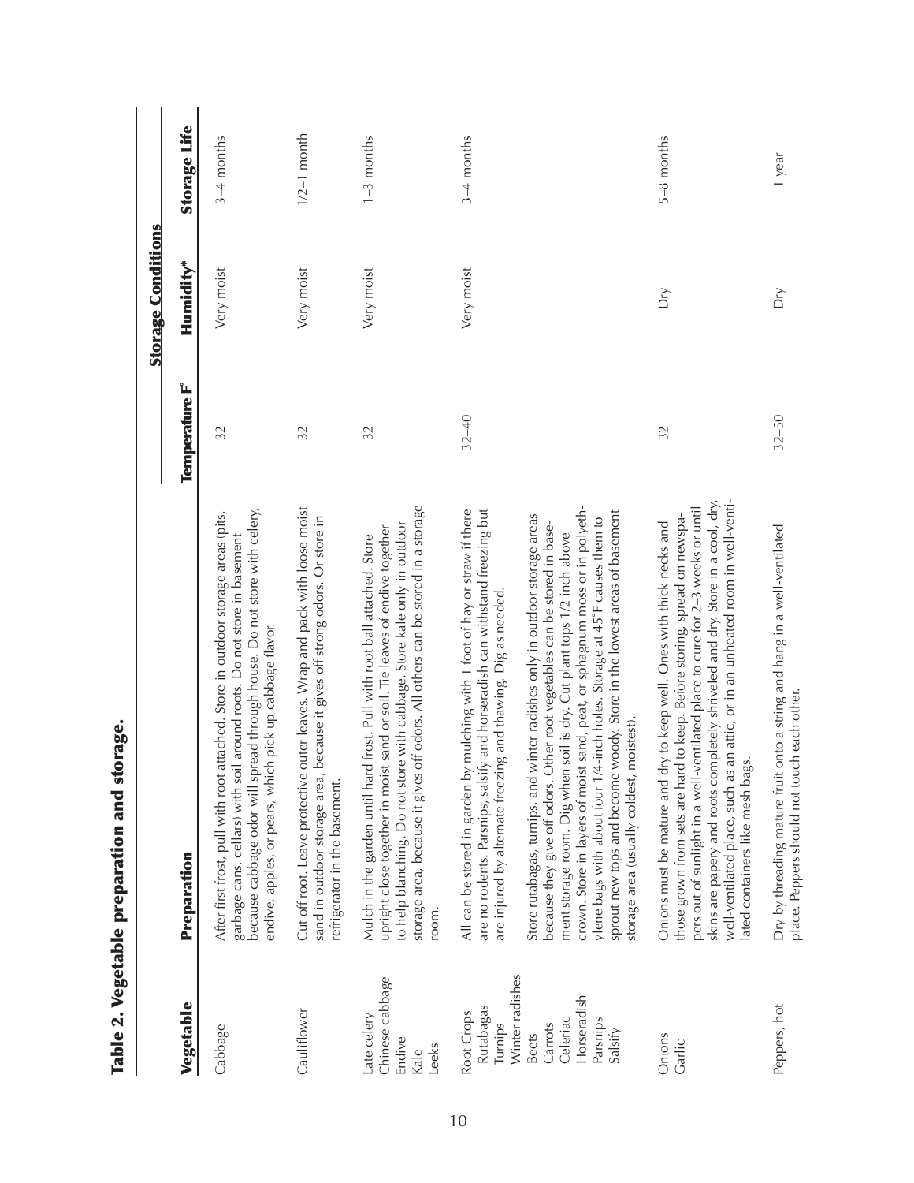## Table 2. Vegetable preparation and storage.

| Vegetable | Preparation | Storage Conditions | | |
|---|---|---|---|---|
| | | Temperature F° | Humidity* | Storage Life |
| Cabbage | After first frost, pull with root attached. Store in outdoor storage areas (pits, garbage cans, cellars) with soil around roots. Do not store in basement because cabbage odor will spread through house. Do not store with celery, endive, apples, or pears, which pick up cabbage flavor. | 32 | Very moist | 3–4 months |
| Cauliflower | Cut off root. Leave protective outer leaves. Wrap and pack with loose moist sand in outdoor storage area, because it gives off strong odors. Or store in refrigerator in the basement. | 32 | Very moist | 1/2–1 month |
| Late celery<br>Chinese cabbage<br>Endive<br>Kale<br>Leeks | Mulch in the garden until hard frost. Pull with root ball attached. Store upright close together in moist sand or soil. Tie leaves of endive together to help blanching. Do not store with cabbage. Store kale only in outdoor storage area, because it gives off odors. All others can be stored in a storage room. | 32 | Very moist | 1–3 months |
| Root Crops<br>Rutabagas<br>Turnips<br>Winter radishes<br>Beets<br>Carrots<br>Celeriac<br>Horseradish<br>Parsnips<br>Salsify | All can be stored in garden by mulching with 1 foot of hay or straw if there are no rodents. Parsnips, salsify and horseradish can withstand freezing but are injured by alternate freezing and thawing. Dig as needed.<br><br>Store rutabagas, turnips, and winter radishes only in outdoor storage areas because they give off odors. Other root vegetables can be stored in basement storage room. Dig when soil is dry. Cut plant tops 1/2 inch above crown. Store in layers of moist sand, peat, or sphagnum moss or in polyethylene bags with about four 1/4-inch holes. Storage at 45°F causes them to sprout new tops and become woody. Store in the lowest areas of basement storage area (usually coldest, moistest). | 32–40 | Very moist | 3–4 months |
| Onions<br>Garlic | Onions must be mature and dry to keep well. Ones with thick necks and those grown from sets are hard to keep. Before storing, spread on newspapers out of sunlight in a well-ventilated place to cure for 2–3 weeks or until skins are papery and roots completely shriveled and dry. Store in a cool, dry, well-ventilated place, such as an attic, or in an unheated room in well-ventilated containers like mesh bags. | 32 | Dry | 5–8 months |
| Peppers, hot | Dry by threading mature fruit onto a string and hang in a well-ventilated place. Peppers should not touch each other. | 32–50 | Dry | 1 year |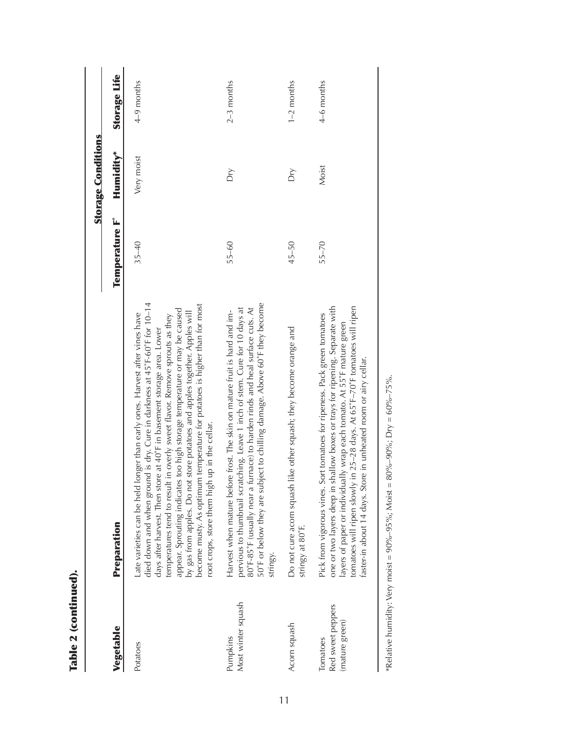**Table 2 (continued).**

| Vegetable | Preparation | Storage Conditions | | Storage Life |
|---|---|---|---|---|
| | | Temperature F° | Humidity* | |
| Potatoes | Late varieties can be held longer than early ones. Harvest after vines have died down and when ground is dry. Cure in darkness at 45°F-60°F for 10–14 days after harvest. Then store at 40°F in basement storage area. Lower temperatures tend to result in overly sweet flavor. Remove sprouts as they appear. Sprouting indicates too high storage temperature or may be caused by gas from apples. Do not store potatoes and apples together. Apples will become musty. As optimum temperature for potatoes is higher than for most root crops, store them high up in the cellar. | 35–40 | Very moist | 4–9 months |
| Pumpkins<br>Most winter squash | Harvest when mature before frost. The skin on mature fruit is hard and impervious to thumbnail scratching. Leave 1 inch of stem. Cure for 10 days at 80°F-85°F (usually near a furnace) to harden rinds and heal surface cuts. At 50°F or below they are subject to chilling damage. Above 60°F they become stringy. | 55–60 | Dry | 2–3 months |
| Acorn squash | Do not cure acorn squash like other squash; they become orange and stringy at 80°F. | 45–50 | Dry | 1–2 months |
| Tomatoes<br>Red sweet peppers (mature green) | Pick from vigorous vines. Sort tomatoes for ripeness. Pack green tomatoes one or two layers deep in shallow boxes or trays for ripening. Separate with layers of paper or individually wrap each tomato. At 55°F mature green tomatoes will ripen slowly in 25–28 days. At 65°F–70°F tomatoes will ripen faster-in about 14 days. Store in unheated room or airy cellar. | 55–70 | Moist | 4–6 months |

*Relative humidity: Very moist = 90%–95%; Moist = 80%–90%; Dry = 60%–75%.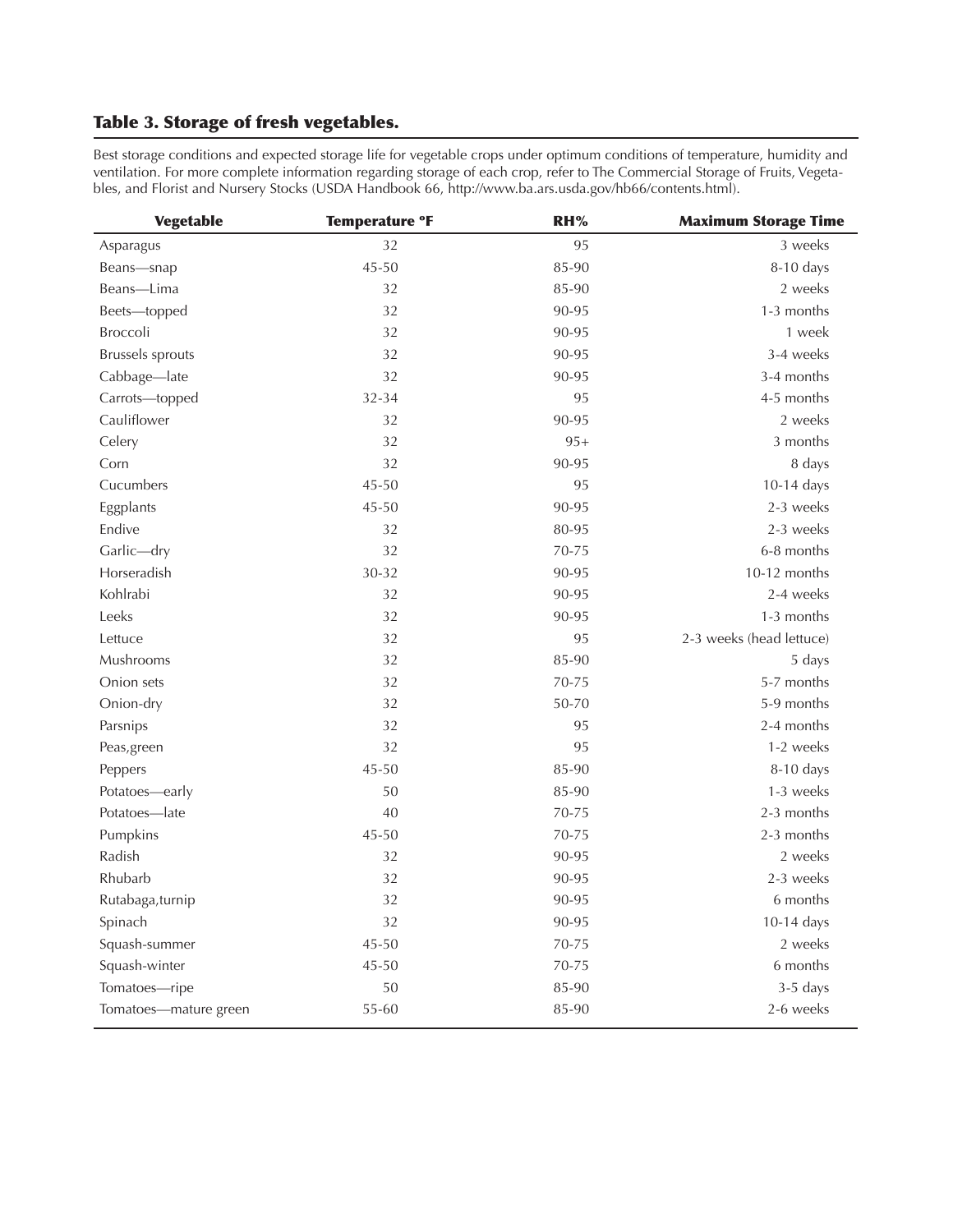## Table 3. Storage of fresh vegetables.

Best storage conditions and expected storage life for vegetable crops under optimum conditions of temperature, humidity and ventilation. For more complete information regarding storage of each crop, refer to The Commercial Storage of Fruits, Vegetables, and Florist and Nursery Stocks (USDA Handbook 66, http://www.ba.ars.usda.gov/hb66/contents.html).

| Vegetable | Temperature °F | RH% | Maximum Storage Time |
|---|---|---|---|
| Asparagus | 32 | 95 | 3 weeks |
| Beans—snap | 45-50 | 85-90 | 8-10 days |
| Beans—Lima | 32 | 85-90 | 2 weeks |
| Beets—topped | 32 | 90-95 | 1-3 months |
| Broccoli | 32 | 90-95 | 1 week |
| Brussels sprouts | 32 | 90-95 | 3-4 weeks |
| Cabbage—late | 32 | 90-95 | 3-4 months |
| Carrots—topped | 32-34 | 95 | 4-5 months |
| Cauliflower | 32 | 90-95 | 2 weeks |
| Celery | 32 | 95+ | 3 months |
| Corn | 32 | 90-95 | 8 days |
| Cucumbers | 45-50 | 95 | 10-14 days |
| Eggplants | 45-50 | 90-95 | 2-3 weeks |
| Endive | 32 | 80-95 | 2-3 weeks |
| Garlic—dry | 32 | 70-75 | 6-8 months |
| Horseradish | 30-32 | 90-95 | 10-12 months |
| Kohlrabi | 32 | 90-95 | 2-4 weeks |
| Leeks | 32 | 90-95 | 1-3 months |
| Lettuce | 32 | 95 | 2-3 weeks (head lettuce) |
| Mushrooms | 32 | 85-90 | 5 days |
| Onion sets | 32 | 70-75 | 5-7 months |
| Onion-dry | 32 | 50-70 | 5-9 months |
| Parsnips | 32 | 95 | 2-4 months |
| Peas,green | 32 | 95 | 1-2 weeks |
| Peppers | 45-50 | 85-90 | 8-10 days |
| Potatoes—early | 50 | 85-90 | 1-3 weeks |
| Potatoes—late | 40 | 70-75 | 2-3 months |
| Pumpkins | 45-50 | 70-75 | 2-3 months |
| Radish | 32 | 90-95 | 2 weeks |
| Rhubarb | 32 | 90-95 | 2-3 weeks |
| Rutabaga,turnip | 32 | 90-95 | 6 months |
| Spinach | 32 | 90-95 | 10-14 days |
| Squash-summer | 45-50 | 70-75 | 2 weeks |
| Squash-winter | 45-50 | 70-75 | 6 months |
| Tomatoes—ripe | 50 | 85-90 | 3-5 days |
| Tomatoes—mature green | 55-60 | 85-90 | 2-6 weeks |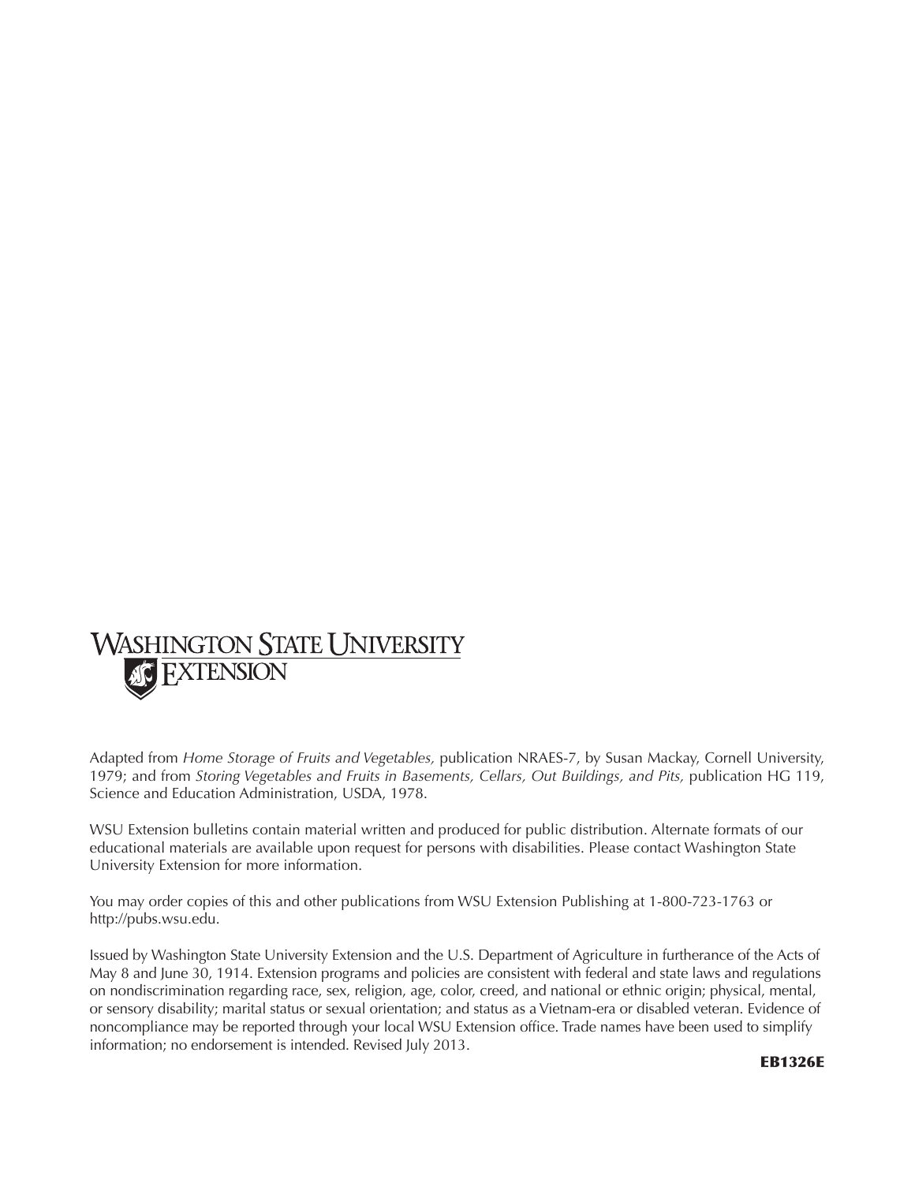WASHINGTON STATE UNIVERSITY
EXTENSION

Adapted from *Home Storage of Fruits and Vegetables,* publication NRAES-7, by Susan Mackay, Cornell University, 1979; and from *Storing Vegetables and Fruits in Basements, Cellars, Out Buildings, and Pits,* publication HG 119, Science and Education Administration, USDA, 1978.

WSU Extension bulletins contain material written and produced for public distribution. Alternate formats of our educational materials are available upon request for persons with disabilities. Please contact Washington State University Extension for more information.

You may order copies of this and other publications from WSU Extension Publishing at 1-800-723-1763 or http://pubs.wsu.edu.

Issued by Washington State University Extension and the U.S. Department of Agriculture in furtherance of the Acts of May 8 and June 30, 1914. Extension programs and policies are consistent with federal and state laws and regulations on nondiscrimination regarding race, sex, religion, age, color, creed, and national or ethnic origin; physical, mental, or sensory disability; marital status or sexual orientation; and status as a Vietnam-era or disabled veteran. Evidence of noncompliance may be reported through your local WSU Extension office. Trade names have been used to simplify information; no endorsement is intended. Revised July 2013.

**EB1326E**